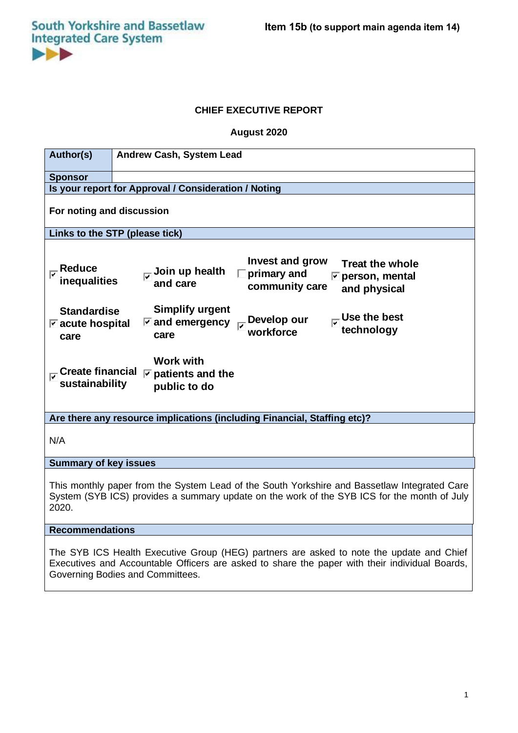South Yorkshire and Bassetlaw Integrated Care System

**Item 15b (to support main agenda item 14)**

**CHIEF EXECUTIVE REPORT**

**August 2020**

| **Author(s)** | **Andrew Cash, System Lead** |
|---|---|
| **Sponsor** | |

**Is your report for Approval / Consideration / Noting**

**For noting and discussion**

**Links to the STP (please tick)**

| | | | |
|---|---|---|---|
| ☑ **Reduce inequalities** | ☑ **Join up health and care** | ☐ **Invest and grow primary and community care** | ☑ **Treat the whole person, mental and physical** |
| ☑ **Standardise acute hospital care** | ☑ **Simplify urgent and emergency care** | ☑ **Develop our workforce** | ☑ **Use the best technology** |
| ☑ **Create financial sustainability** | ☑ **Work with patients and the public to do** | | |

**Are there any resource implications (including Financial, Staffing etc)?**

N/A

**Summary of key issues**

This monthly paper from the System Lead of the South Yorkshire and Bassetlaw Integrated Care System (SYB ICS) provides a summary update on the work of the SYB ICS for the month of July 2020.

**Recommendations**

The SYB ICS Health Executive Group (HEG) partners are asked to note the update and Chief Executives and Accountable Officers are asked to share the paper with their individual Boards, Governing Bodies and Committees.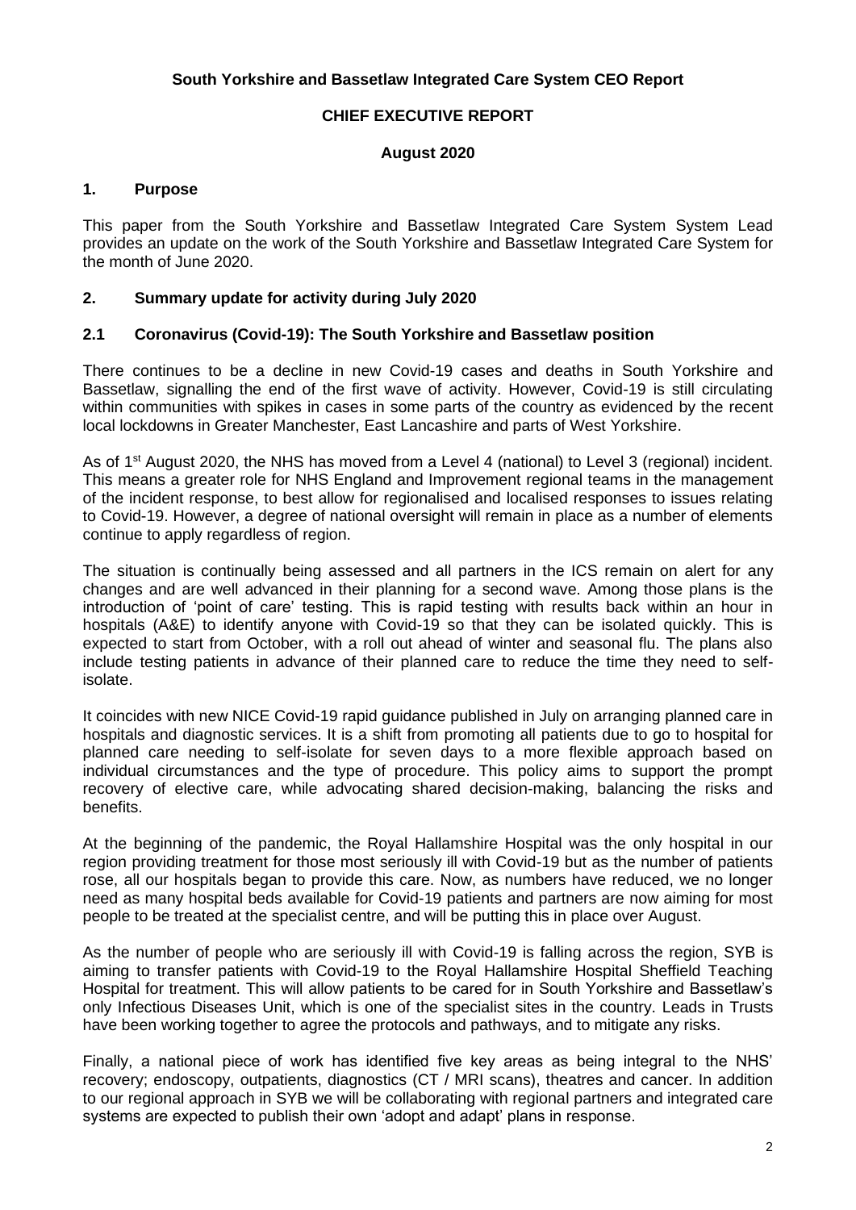**South Yorkshire and Bassetlaw Integrated Care System CEO Report**

**CHIEF EXECUTIVE REPORT**

**August 2020**

## 1. Purpose

This paper from the South Yorkshire and Bassetlaw Integrated Care System System Lead provides an update on the work of the South Yorkshire and Bassetlaw Integrated Care System for the month of June 2020.

## 2. Summary update for activity during July 2020

### 2.1 Coronavirus (Covid-19): The South Yorkshire and Bassetlaw position

There continues to be a decline in new Covid-19 cases and deaths in South Yorkshire and Bassetlaw, signalling the end of the first wave of activity. However, Covid-19 is still circulating within communities with spikes in cases in some parts of the country as evidenced by the recent local lockdowns in Greater Manchester, East Lancashire and parts of West Yorkshire.

As of 1st August 2020, the NHS has moved from a Level 4 (national) to Level 3 (regional) incident. This means a greater role for NHS England and Improvement regional teams in the management of the incident response, to best allow for regionalised and localised responses to issues relating to Covid-19. However, a degree of national oversight will remain in place as a number of elements continue to apply regardless of region.

The situation is continually being assessed and all partners in the ICS remain on alert for any changes and are well advanced in their planning for a second wave. Among those plans is the introduction of 'point of care' testing. This is rapid testing with results back within an hour in hospitals (A&E) to identify anyone with Covid-19 so that they can be isolated quickly. This is expected to start from October, with a roll out ahead of winter and seasonal flu. The plans also include testing patients in advance of their planned care to reduce the time they need to self-isolate.

It coincides with new NICE Covid-19 rapid guidance published in July on arranging planned care in hospitals and diagnostic services. It is a shift from promoting all patients due to go to hospital for planned care needing to self-isolate for seven days to a more flexible approach based on individual circumstances and the type of procedure. This policy aims to support the prompt recovery of elective care, while advocating shared decision-making, balancing the risks and benefits.

At the beginning of the pandemic, the Royal Hallamshire Hospital was the only hospital in our region providing treatment for those most seriously ill with Covid-19 but as the number of patients rose, all our hospitals began to provide this care. Now, as numbers have reduced, we no longer need as many hospital beds available for Covid-19 patients and partners are now aiming for most people to be treated at the specialist centre, and will be putting this in place over August.

As the number of people who are seriously ill with Covid-19 is falling across the region, SYB is aiming to transfer patients with Covid-19 to the Royal Hallamshire Hospital Sheffield Teaching Hospital for treatment. This will allow patients to be cared for in South Yorkshire and Bassetlaw's only Infectious Diseases Unit, which is one of the specialist sites in the country. Leads in Trusts have been working together to agree the protocols and pathways, and to mitigate any risks.

Finally, a national piece of work has identified five key areas as being integral to the NHS' recovery; endoscopy, outpatients, diagnostics (CT / MRI scans), theatres and cancer. In addition to our regional approach in SYB we will be collaborating with regional partners and integrated care systems are expected to publish their own 'adopt and adapt' plans in response.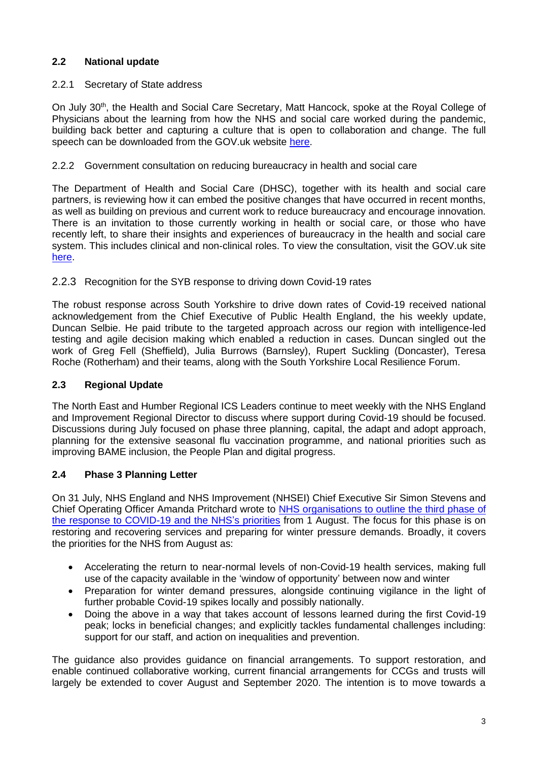## 2.2 National update

### 2.2.1 Secretary of State address

On July 30th, the Health and Social Care Secretary, Matt Hancock, spoke at the Royal College of Physicians about the learning from how the NHS and social care worked during the pandemic, building back better and capturing a culture that is open to collaboration and change. The full speech can be downloaded from the GOV.uk website here.

### 2.2.2 Government consultation on reducing bureaucracy in health and social care

The Department of Health and Social Care (DHSC), together with its health and social care partners, is reviewing how it can embed the positive changes that have occurred in recent months, as well as building on previous and current work to reduce bureaucracy and encourage innovation. There is an invitation to those currently working in health or social care, or those who have recently left, to share their insights and experiences of bureaucracy in the health and social care system. This includes clinical and non-clinical roles. To view the consultation, visit the GOV.uk site here.

### 2.2.3 Recognition for the SYB response to driving down Covid-19 rates

The robust response across South Yorkshire to drive down rates of Covid-19 received national acknowledgement from the Chief Executive of Public Health England, the his weekly update, Duncan Selbie. He paid tribute to the targeted approach across our region with intelligence-led testing and agile decision making which enabled a reduction in cases. Duncan singled out the work of Greg Fell (Sheffield), Julia Burrows (Barnsley), Rupert Suckling (Doncaster), Teresa Roche (Rotherham) and their teams, along with the South Yorkshire Local Resilience Forum.

## 2.3 Regional Update

The North East and Humber Regional ICS Leaders continue to meet weekly with the NHS England and Improvement Regional Director to discuss where support during Covid-19 should be focused. Discussions during July focused on phase three planning, capital, the adapt and adopt approach, planning for the extensive seasonal flu vaccination programme, and national priorities such as improving BAME inclusion, the People Plan and digital progress.

## 2.4 Phase 3 Planning Letter

On 31 July, NHS England and NHS Improvement (NHSEI) Chief Executive Sir Simon Stevens and Chief Operating Officer Amanda Pritchard wrote to NHS organisations to outline the third phase of the response to COVID-19 and the NHS's priorities from 1 August. The focus for this phase is on restoring and recovering services and preparing for winter pressure demands. Broadly, it covers the priorities for the NHS from August as:

- Accelerating the return to near-normal levels of non-Covid-19 health services, making full use of the capacity available in the 'window of opportunity' between now and winter
- Preparation for winter demand pressures, alongside continuing vigilance in the light of further probable Covid-19 spikes locally and possibly nationally.
- Doing the above in a way that takes account of lessons learned during the first Covid-19 peak; locks in beneficial changes; and explicitly tackles fundamental challenges including: support for our staff, and action on inequalities and prevention.

The guidance also provides guidance on financial arrangements. To support restoration, and enable continued collaborative working, current financial arrangements for CCGs and trusts will largely be extended to cover August and September 2020. The intention is to move towards a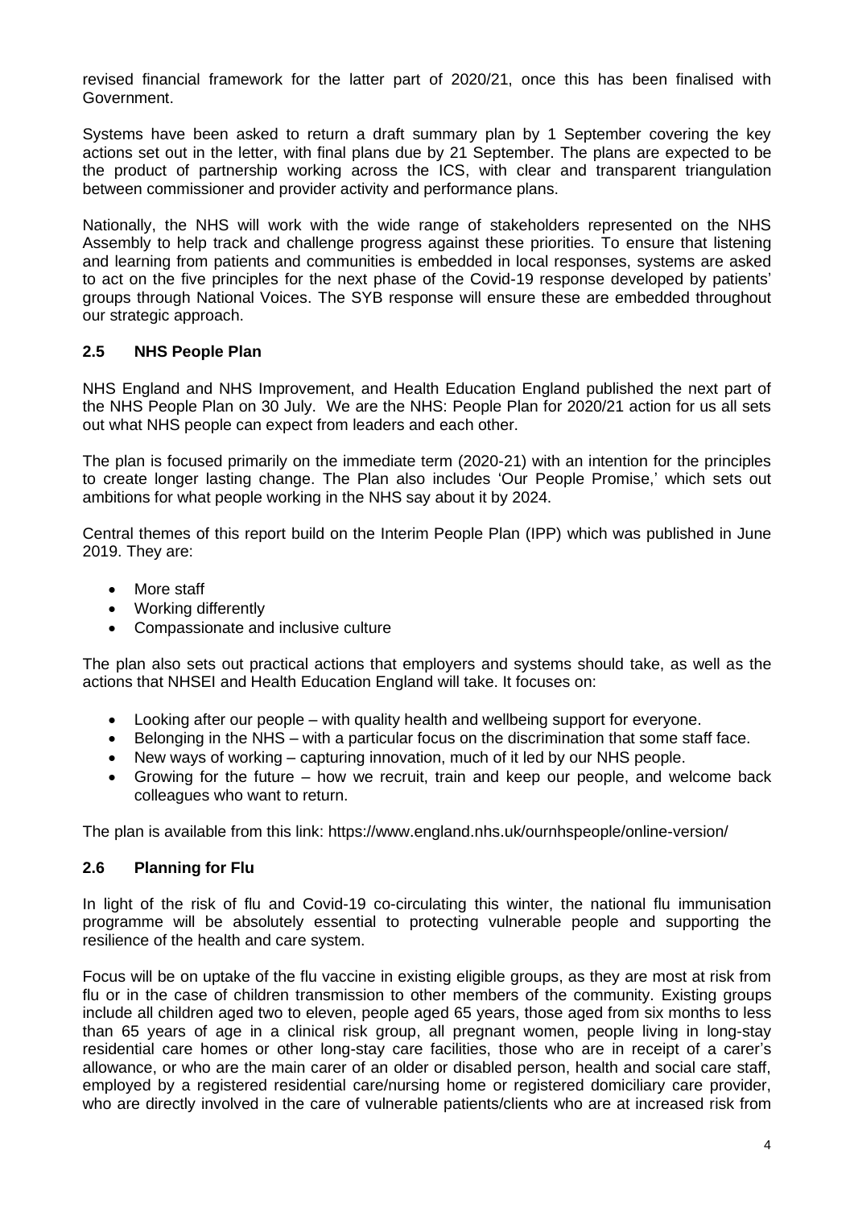revised financial framework for the latter part of 2020/21, once this has been finalised with Government.

Systems have been asked to return a draft summary plan by 1 September covering the key actions set out in the letter, with final plans due by 21 September. The plans are expected to be the product of partnership working across the ICS, with clear and transparent triangulation between commissioner and provider activity and performance plans.

Nationally, the NHS will work with the wide range of stakeholders represented on the NHS Assembly to help track and challenge progress against these priorities. To ensure that listening and learning from patients and communities is embedded in local responses, systems are asked to act on the five principles for the next phase of the Covid-19 response developed by patients' groups through National Voices. The SYB response will ensure these are embedded throughout our strategic approach.

### 2.5 NHS People Plan

NHS England and NHS Improvement, and Health Education England published the next part of the NHS People Plan on 30 July. We are the NHS: People Plan for 2020/21 action for us all sets out what NHS people can expect from leaders and each other.

The plan is focused primarily on the immediate term (2020-21) with an intention for the principles to create longer lasting change. The Plan also includes 'Our People Promise,' which sets out ambitions for what people working in the NHS say about it by 2024.

Central themes of this report build on the Interim People Plan (IPP) which was published in June 2019. They are:

- More staff
- Working differently
- Compassionate and inclusive culture

The plan also sets out practical actions that employers and systems should take, as well as the actions that NHSEI and Health Education England will take. It focuses on:

- Looking after our people – with quality health and wellbeing support for everyone.
- Belonging in the NHS – with a particular focus on the discrimination that some staff face.
- New ways of working – capturing innovation, much of it led by our NHS people.
- Growing for the future – how we recruit, train and keep our people, and welcome back colleagues who want to return.

The plan is available from this link: https://www.england.nhs.uk/ournhspeople/online-version/

### 2.6 Planning for Flu

In light of the risk of flu and Covid-19 co-circulating this winter, the national flu immunisation programme will be absolutely essential to protecting vulnerable people and supporting the resilience of the health and care system.

Focus will be on uptake of the flu vaccine in existing eligible groups, as they are most at risk from flu or in the case of children transmission to other members of the community. Existing groups include all children aged two to eleven, people aged 65 years, those aged from six months to less than 65 years of age in a clinical risk group, all pregnant women, people living in long-stay residential care homes or other long-stay care facilities, those who are in receipt of a carer's allowance, or who are the main carer of an older or disabled person, health and social care staff, employed by a registered residential care/nursing home or registered domiciliary care provider, who are directly involved in the care of vulnerable patients/clients who are at increased risk from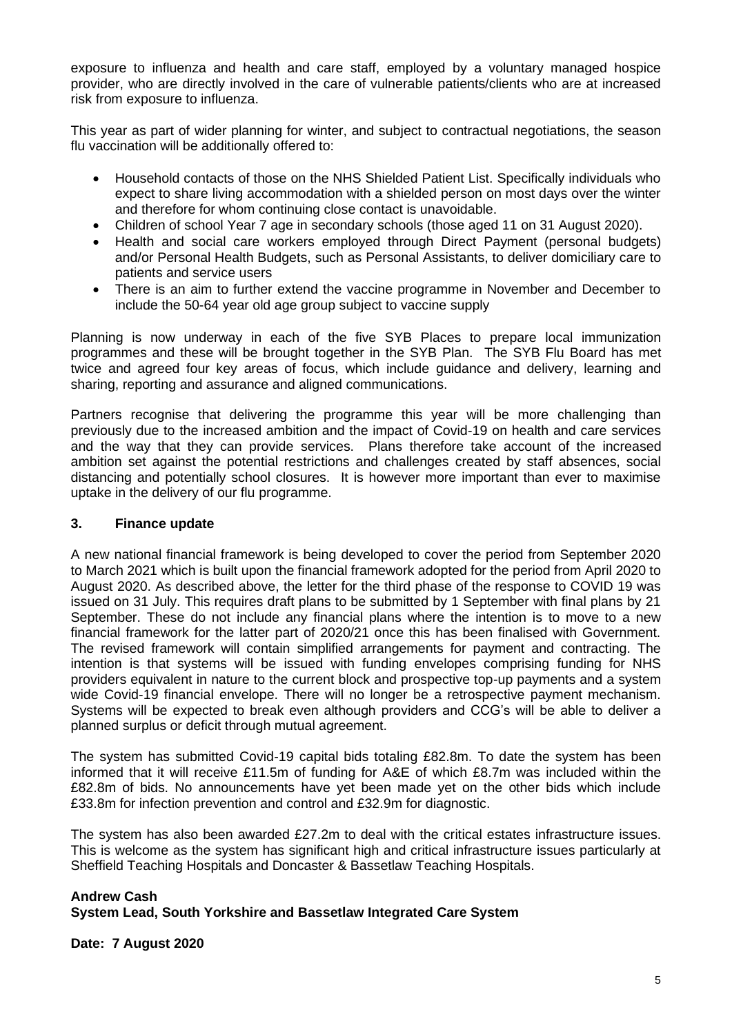exposure to influenza and health and care staff, employed by a voluntary managed hospice provider, who are directly involved in the care of vulnerable patients/clients who are at increased risk from exposure to influenza.

This year as part of wider planning for winter, and subject to contractual negotiations, the season flu vaccination will be additionally offered to:

- Household contacts of those on the NHS Shielded Patient List. Specifically individuals who expect to share living accommodation with a shielded person on most days over the winter and therefore for whom continuing close contact is unavoidable.
- Children of school Year 7 age in secondary schools (those aged 11 on 31 August 2020).
- Health and social care workers employed through Direct Payment (personal budgets) and/or Personal Health Budgets, such as Personal Assistants, to deliver domiciliary care to patients and service users
- There is an aim to further extend the vaccine programme in November and December to include the 50-64 year old age group subject to vaccine supply

Planning is now underway in each of the five SYB Places to prepare local immunization programmes and these will be brought together in the SYB Plan. The SYB Flu Board has met twice and agreed four key areas of focus, which include guidance and delivery, learning and sharing, reporting and assurance and aligned communications.

Partners recognise that delivering the programme this year will be more challenging than previously due to the increased ambition and the impact of Covid-19 on health and care services and the way that they can provide services. Plans therefore take account of the increased ambition set against the potential restrictions and challenges created by staff absences, social distancing and potentially school closures. It is however more important than ever to maximise uptake in the delivery of our flu programme.

## 3. Finance update

A new national financial framework is being developed to cover the period from September 2020 to March 2021 which is built upon the financial framework adopted for the period from April 2020 to August 2020. As described above, the letter for the third phase of the response to COVID 19 was issued on 31 July. This requires draft plans to be submitted by 1 September with final plans by 21 September. These do not include any financial plans where the intention is to move to a new financial framework for the latter part of 2020/21 once this has been finalised with Government. The revised framework will contain simplified arrangements for payment and contracting. The intention is that systems will be issued with funding envelopes comprising funding for NHS providers equivalent in nature to the current block and prospective top-up payments and a system wide Covid-19 financial envelope. There will no longer be a retrospective payment mechanism. Systems will be expected to break even although providers and CCG's will be able to deliver a planned surplus or deficit through mutual agreement.

The system has submitted Covid-19 capital bids totaling £82.8m. To date the system has been informed that it will receive £11.5m of funding for A&E of which £8.7m was included within the £82.8m of bids. No announcements have yet been made yet on the other bids which include £33.8m for infection prevention and control and £32.9m for diagnostic.

The system has also been awarded £27.2m to deal with the critical estates infrastructure issues. This is welcome as the system has significant high and critical infrastructure issues particularly at Sheffield Teaching Hospitals and Doncaster & Bassetlaw Teaching Hospitals.

**Andrew Cash**
**System Lead, South Yorkshire and Bassetlaw Integrated Care System**

**Date: 7 August 2020**